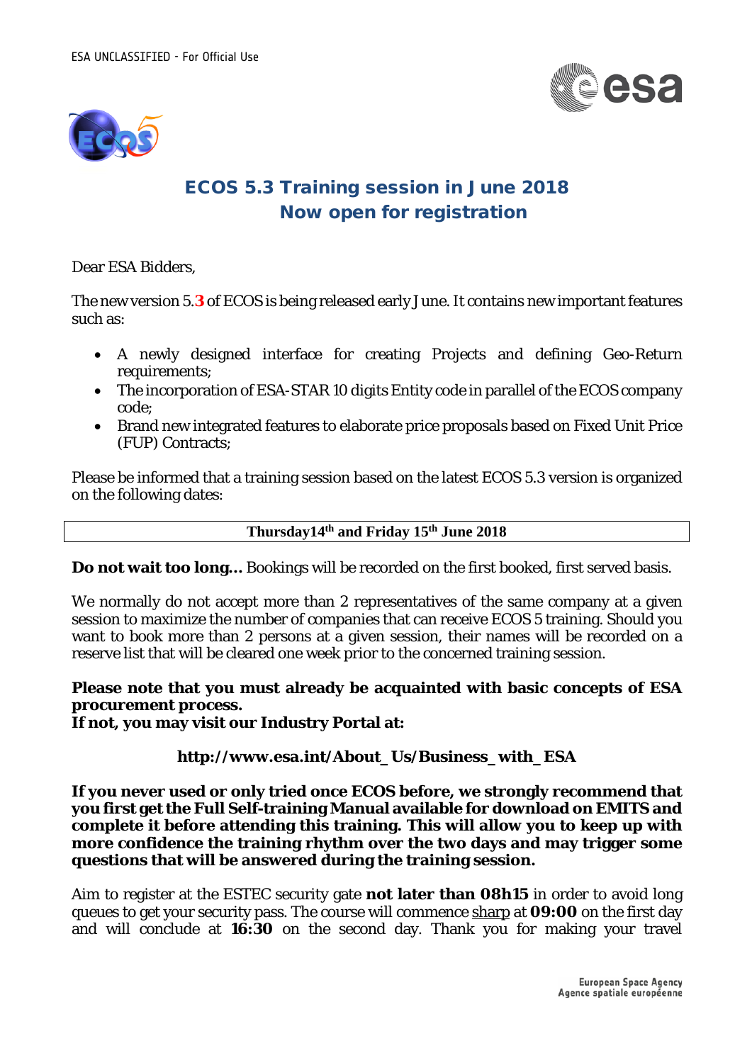# ECOS 5.3 Training session in June 2018
## Now open for registration

Dear ESA Bidders,

The new version 5.3 of ECOS is being released early June. It contains new important features such as:

- A newly designed interface for creating Projects and defining Geo-Return requirements;
- The incorporation of ESA-STAR 10 digits Entity code in parallel of the ECOS company code;
- Brand new integrated features to elaborate price proposals based on Fixed Unit Price (FUP) Contracts;

Please be informed that a training session based on the latest ECOS 5.3 version is organized on the following dates:

| **Thursday14th and Friday 15th June 2018** |
|---|

**Do not wait too long…** Bookings will be recorded on the first booked, first served basis.

We normally do not accept more than 2 representatives of the same company at a given session to maximize the number of companies that can receive ECOS 5 training. Should you want to book more than 2 persons at a given session, their names will be recorded on a reserve list that will be cleared one week prior to the concerned training session.

**Please note that you must already be acquainted with basic concepts of ESA procurement process.**
**If not, you may visit our Industry Portal at:**

**http://www.esa.int/About_Us/Business_with_ESA**

**If you never used or only tried once ECOS before, we strongly recommend that you first get the Full Self-training Manual available for download on EMITS and complete it before attending this training. This will allow you to keep up with more confidence the training rhythm over the two days and may trigger some questions that will be answered during the training session.**

Aim to register at the ESTEC security gate **not later than 08h15** in order to avoid long queues to get your security pass. The course will commence sharp at **09:00** on the first day and will conclude at **16:30** on the second day. Thank you for making your travel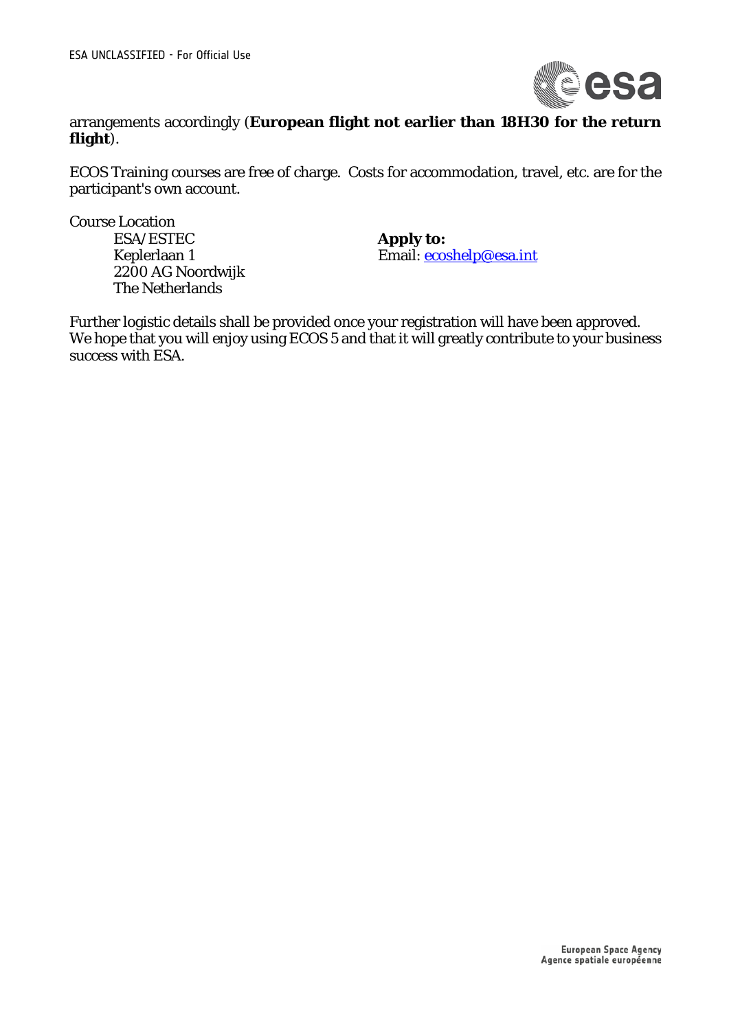arrangements accordingly (**European flight not earlier than 18H30 for the return flight**).

ECOS Training courses are free of charge. Costs for accommodation, travel, etc. are for the participant's own account.

Course Location

ESA/ESTEC
Keplerlaan 1
2200 AG Noordwijk
The Netherlands

**Apply to:**
Email: ecoshelp@esa.int

Further logistic details shall be provided once your registration will have been approved. We hope that you will enjoy using ECOS 5 and that it will greatly contribute to your business success with ESA.